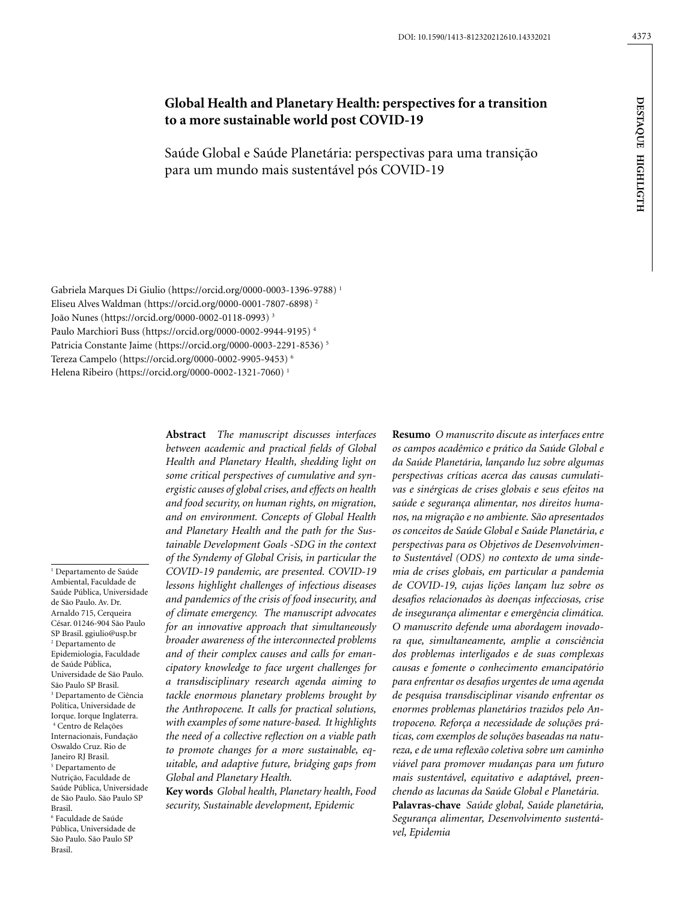DOI: 10.1590/1413-812320212610.14332021

# Global Health and Planetary Health: perspectives for a transition to a more sustainable world post COVID-19

## Saúde Global e Saúde Planetária: perspectivas para uma transição para um mundo mais sustentável pós COVID-19

Gabriela Marques Di Giulio (https://orcid.org/0000-0003-1396-9788) [1]
Eliseu Alves Waldman (https://orcid.org/0000-0001-7807-6898) [2]
João Nunes (https://orcid.org/0000-0002-0118-0993) [3]
Paulo Marchiori Buss (https://orcid.org/0000-0002-9944-9195) [4]
Patricia Constante Jaime (https://orcid.org/0000-0003-2291-8536) [5]
Tereza Campelo (https://orcid.org/0000-0002-9905-9453) [6]
Helena Ribeiro (https://orcid.org/0000-0002-1321-7060) [1]

[1] Departamento de Saúde Ambiental, Faculdade de Saúde Pública, Universidade de São Paulo. Av. Dr. Arnaldo 715, Cerqueira César. 01246-904 São Paulo SP Brasil. ggiulio@usp.br
[2] Departamento de Epidemiologia, Faculdade de Saúde Pública, Universidade de São Paulo. São Paulo SP Brasil.
[3] Departamento de Ciência Política, Universidade de Iorque. Iorque Inglaterra.
[4] Centro de Relações Internacionais, Fundação Oswaldo Cruz. Rio de Janeiro RJ Brasil.
[5] Departamento de Nutrição, Faculdade de Saúde Pública, Universidade de São Paulo. São Paulo SP Brasil.
[6] Faculdade de Saúde Pública, Universidade de São Paulo. São Paulo SP Brasil.

**Abstract** *The manuscript discusses interfaces between academic and practical fields of Global Health and Planetary Health, shedding light on some critical perspectives of cumulative and synergistic causes of global crises, and effects on health and food security, on human rights, on migration, and on environment. Concepts of Global Health and Planetary Health and the path for the Sustainable Development Goals -SDG in the context of the Syndemy of Global Crisis, in particular the COVID-19 pandemic, are presented. COVID-19 lessons highlight challenges of infectious diseases and pandemics of the crisis of food insecurity, and of climate emergency. The manuscript advocates for an innovative approach that simultaneously broader awareness of the interconnected problems and of their complex causes and calls for emancipatory knowledge to face urgent challenges for a transdisciplinary research agenda aiming to tackle enormous planetary problems brought by the Anthropocene. It calls for practical solutions, with examples of some nature-based. It highlights the need of a collective reflection on a viable path to promote changes for a more sustainable, equitable, and adaptive future, bridging gaps from Global and Planetary Health.*

**Key words** *Global health, Planetary health, Food security, Sustainable development, Epidemic*

**Resumo** *O manuscrito discute as interfaces entre os campos acadêmico e prático da Saúde Global e da Saúde Planetária, lançando luz sobre algumas perspectivas críticas acerca das causas cumulativas e sinérgicas de crises globais e seus efeitos na saúde e segurança alimentar, nos direitos humanos, na migração e no ambiente. São apresentados os conceitos de Saúde Global e Saúde Planetária, e perspectivas para os Objetivos de Desenvolvimento Sustentável (ODS) no contexto de uma sindemia de crises globais, em particular a pandemia de COVID-19, cujas lições lançam luz sobre os desafios relacionados às doenças infecciosas, crise de insegurança alimentar e emergência climática. O manuscrito defende uma abordagem inovadora que, simultaneamente, amplie a consciência dos problemas interligados e de suas complexas causas e fomente o conhecimento emancipatório para enfrentar os desafios urgentes de uma agenda de pesquisa transdisciplinar visando enfrentar os enormes problemas planetários trazidos pelo Antropoceno. Reforça a necessidade de soluções práticas, com exemplos de soluções baseadas na natureza, e de uma reflexão coletiva sobre um caminho viável para promover mudanças para um futuro mais sustentável, equitativo e adaptável, preenchendo as lacunas da Saúde Global e Planetária.*

**Palavras-chave** *Saúde global, Saúde planetária, Segurança alimentar, Desenvolvimento sustentável, Epidemia*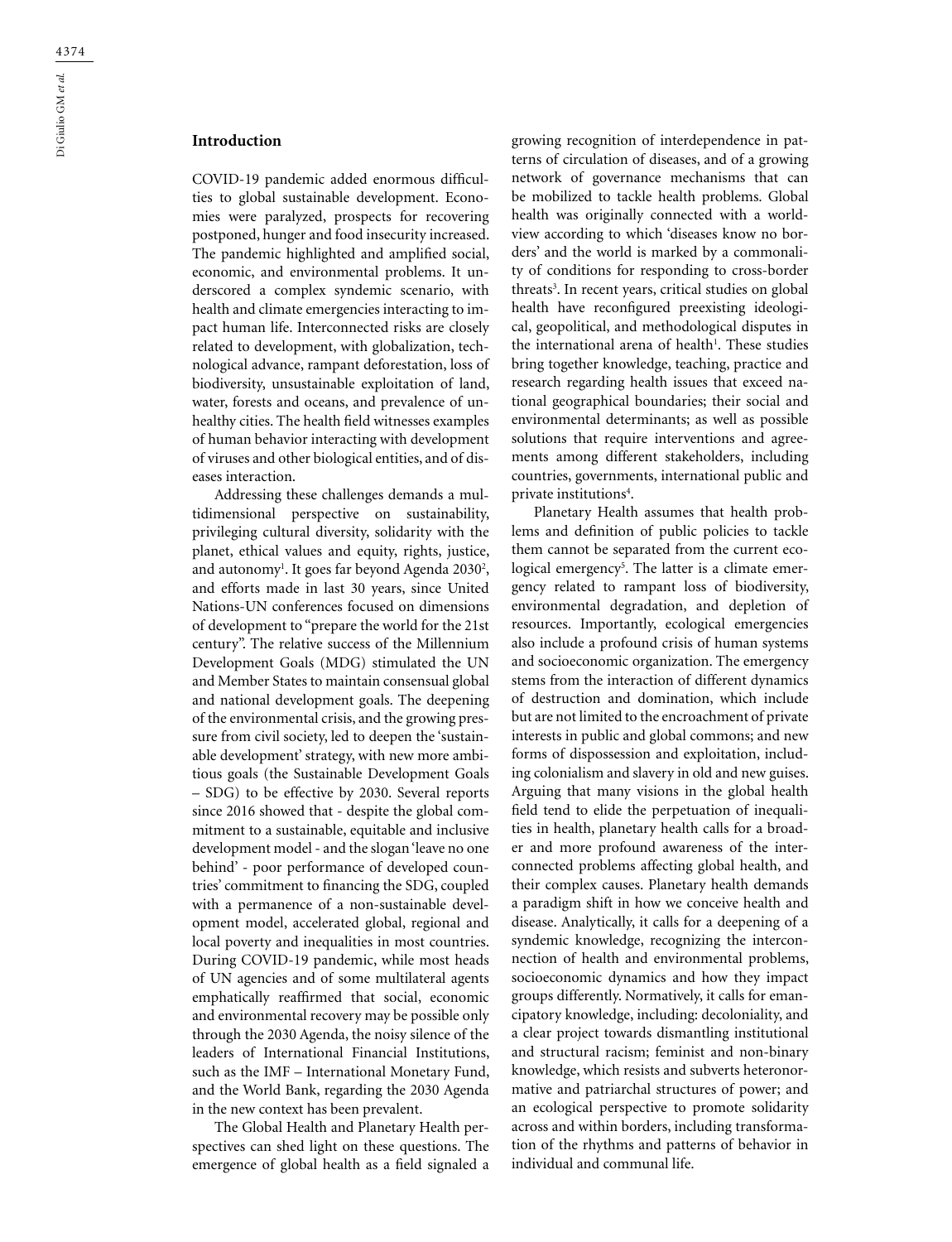## Introduction

COVID-19 pandemic added enormous difficulties to global sustainable development. Economies were paralyzed, prospects for recovering postponed, hunger and food insecurity increased. The pandemic highlighted and amplified social, economic, and environmental problems. It underscored a complex syndemic scenario, with health and climate emergencies interacting to impact human life. Interconnected risks are closely related to development, with globalization, technological advance, rampant deforestation, loss of biodiversity, unsustainable exploitation of land, water, forests and oceans, and prevalence of unhealthy cities. The health field witnesses examples of human behavior interacting with development of viruses and other biological entities, and of diseases interaction.

Addressing these challenges demands a multidimensional perspective on sustainability, privileging cultural diversity, solidarity with the planet, ethical values and equity, rights, justice, and autonomy[1]. It goes far beyond Agenda 2030[2], and efforts made in last 30 years, since United Nations-UN conferences focused on dimensions of development to "prepare the world for the 21st century". The relative success of the Millennium Development Goals (MDG) stimulated the UN and Member States to maintain consensual global and national development goals. The deepening of the environmental crisis, and the growing pressure from civil society, led to deepen the 'sustainable development' strategy, with new more ambitious goals (the Sustainable Development Goals – SDG) to be effective by 2030. Several reports since 2016 showed that - despite the global commitment to a sustainable, equitable and inclusive development model - and the slogan 'leave no one behind' - poor performance of developed countries' commitment to financing the SDG, coupled with a permanence of a non-sustainable development model, accelerated global, regional and local poverty and inequalities in most countries. During COVID-19 pandemic, while most heads of UN agencies and of some multilateral agents emphatically reaffirmed that social, economic and environmental recovery may be possible only through the 2030 Agenda, the noisy silence of the leaders of International Financial Institutions, such as the IMF – International Monetary Fund, and the World Bank, regarding the 2030 Agenda in the new context has been prevalent.

The Global Health and Planetary Health perspectives can shed light on these questions. The emergence of global health as a field signaled a growing recognition of interdependence in patterns of circulation of diseases, and of a growing network of governance mechanisms that can be mobilized to tackle health problems. Global health was originally connected with a worldview according to which 'diseases know no borders' and the world is marked by a commonality of conditions for responding to cross-border threats[3]. In recent years, critical studies on global health have reconfigured preexisting ideological, geopolitical, and methodological disputes in the international arena of health[1]. These studies bring together knowledge, teaching, practice and research regarding health issues that exceed national geographical boundaries; their social and environmental determinants; as well as possible solutions that require interventions and agreements among different stakeholders, including countries, governments, international public and private institutions[4].

Planetary Health assumes that health problems and definition of public policies to tackle them cannot be separated from the current ecological emergency[5]. The latter is a climate emergency related to rampant loss of biodiversity, environmental degradation, and depletion of resources. Importantly, ecological emergencies also include a profound crisis of human systems and socioeconomic organization. The emergency stems from the interaction of different dynamics of destruction and domination, which include but are not limited to the encroachment of private interests in public and global commons; and new forms of dispossession and exploitation, including colonialism and slavery in old and new guises. Arguing that many visions in the global health field tend to elide the perpetuation of inequalities in health, planetary health calls for a broader and more profound awareness of the interconnected problems affecting global health, and their complex causes. Planetary health demands a paradigm shift in how we conceive health and disease. Analytically, it calls for a deepening of a syndemic knowledge, recognizing the interconnection of health and environmental problems, socioeconomic dynamics and how they impact groups differently. Normatively, it calls for emancipatory knowledge, including: decoloniality, and a clear project towards dismantling institutional and structural racism; feminist and non-binary knowledge, which resists and subverts heteronormative and patriarchal structures of power; and an ecological perspective to promote solidarity across and within borders, including transformation of the rhythms and patterns of behavior in individual and communal life.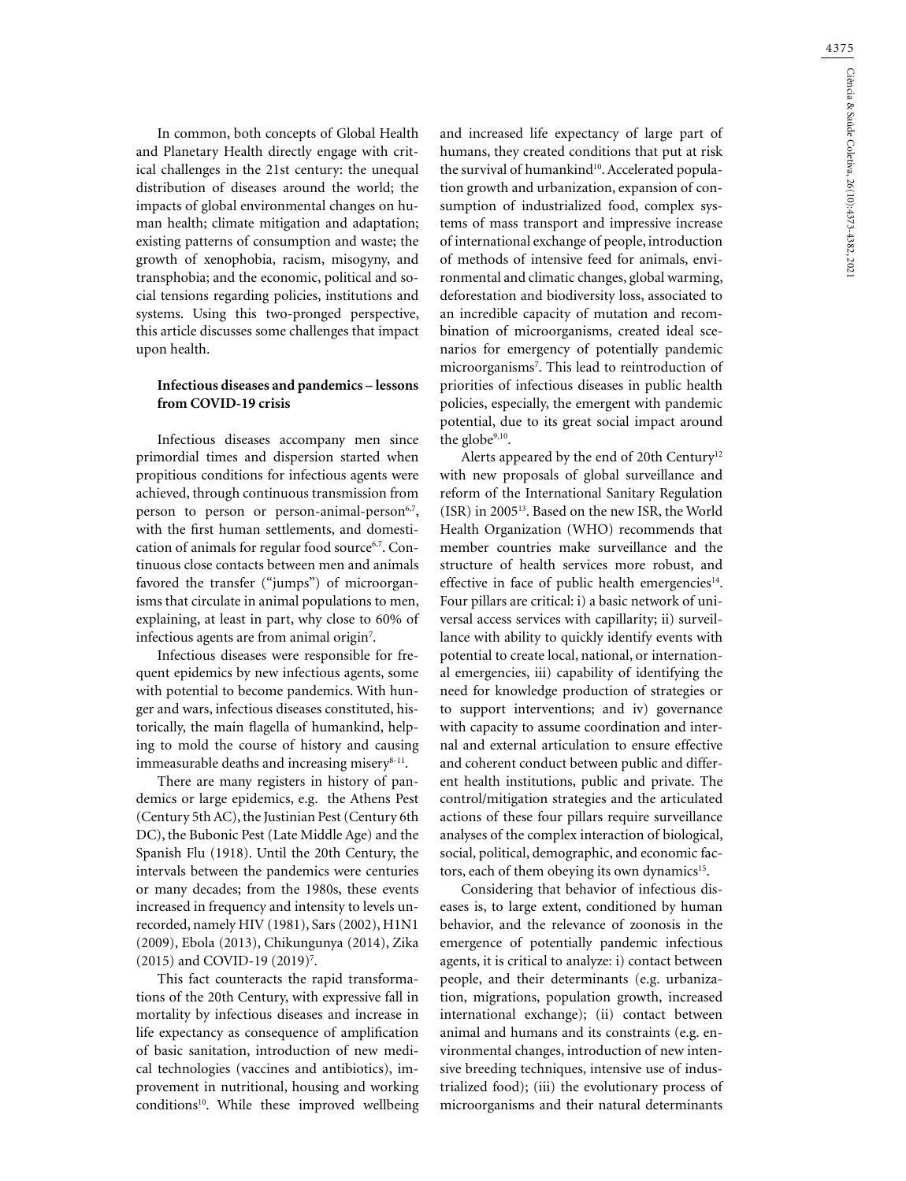In common, both concepts of Global Health and Planetary Health directly engage with critical challenges in the 21st century: the unequal distribution of diseases around the world; the impacts of global environmental changes on human health; climate mitigation and adaptation; existing patterns of consumption and waste; the growth of xenophobia, racism, misogyny, and transphobia; and the economic, political and social tensions regarding policies, institutions and systems. Using this two-pronged perspective, this article discusses some challenges that impact upon health.

**Infectious diseases and pandemics – lessons from COVID-19 crisis**

Infectious diseases accompany men since primordial times and dispersion started when propitious conditions for infectious agents were achieved, through continuous transmission from person to person or person-animal-person[6,7], with the first human settlements, and domestication of animals for regular food source[6,7]. Continuous close contacts between men and animals favored the transfer ("jumps") of microorganisms that circulate in animal populations to men, explaining, at least in part, why close to 60% of infectious agents are from animal origin[7].

Infectious diseases were responsible for frequent epidemics by new infectious agents, some with potential to become pandemics. With hunger and wars, infectious diseases constituted, historically, the main flagella of humankind, helping to mold the course of history and causing immeasurable deaths and increasing misery[8-11].

There are many registers in history of pandemics or large epidemics, e.g. the Athens Pest (Century 5th AC), the Justinian Pest (Century 6th DC), the Bubonic Pest (Late Middle Age) and the Spanish Flu (1918). Until the 20th Century, the intervals between the pandemics were centuries or many decades; from the 1980s, these events increased in frequency and intensity to levels unrecorded, namely HIV (1981), Sars (2002), H1N1 (2009), Ebola (2013), Chikungunya (2014), Zika (2015) and COVID-19 (2019)[7].

This fact counteracts the rapid transformations of the 20th Century, with expressive fall in mortality by infectious diseases and increase in life expectancy as consequence of amplification of basic sanitation, introduction of new medical technologies (vaccines and antibiotics), improvement in nutritional, housing and working conditions[10]. While these improved wellbeing and increased life expectancy of large part of humans, they created conditions that put at risk the survival of humankind[10]. Accelerated population growth and urbanization, expansion of consumption of industrialized food, complex systems of mass transport and impressive increase of international exchange of people, introduction of methods of intensive feed for animals, environmental and climatic changes, global warming, deforestation and biodiversity loss, associated to an incredible capacity of mutation and recombination of microorganisms, created ideal scenarios for emergency of potentially pandemic microorganisms[7]. This lead to reintroduction of priorities of infectious diseases in public health policies, especially, the emergent with pandemic potential, due to its great social impact around the globe[9,10].

Alerts appeared by the end of 20th Century[12] with new proposals of global surveillance and reform of the International Sanitary Regulation (ISR) in 2005[13]. Based on the new ISR, the World Health Organization (WHO) recommends that member countries make surveillance and the structure of health services more robust, and effective in face of public health emergencies[14]. Four pillars are critical: i) a basic network of universal access services with capillarity; ii) surveillance with ability to quickly identify events with potential to create local, national, or international emergencies, iii) capability of identifying the need for knowledge production of strategies or to support interventions; and iv) governance with capacity to assume coordination and internal and external articulation to ensure effective and coherent conduct between public and different health institutions, public and private. The control/mitigation strategies and the articulated actions of these four pillars require surveillance analyses of the complex interaction of biological, social, political, demographic, and economic factors, each of them obeying its own dynamics[15].

Considering that behavior of infectious diseases is, to large extent, conditioned by human behavior, and the relevance of zoonosis in the emergence of potentially pandemic infectious agents, it is critical to analyze: i) contact between people, and their determinants (e.g. urbanization, migrations, population growth, increased international exchange); (ii) contact between animal and humans and its constraints (e.g. environmental changes, introduction of new intensive breeding techniques, intensive use of industrialized food); (iii) the evolutionary process of microorganisms and their natural determinants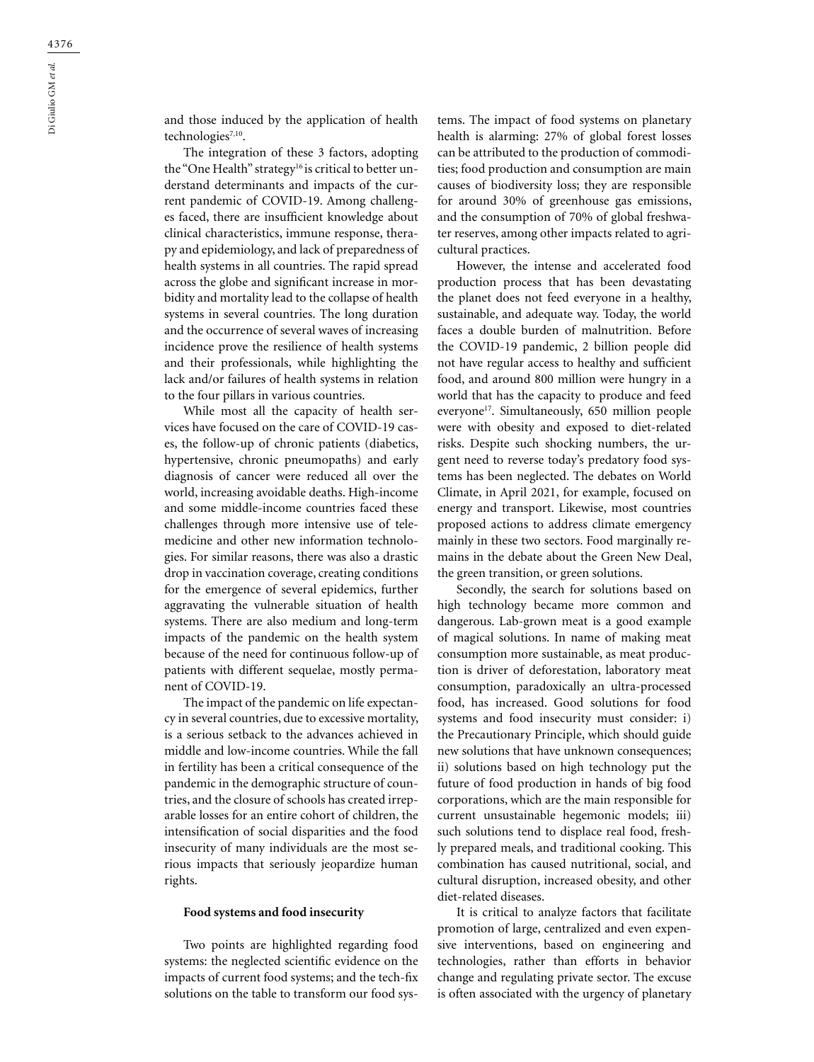and those induced by the application of health technologies[7,10].

The integration of these 3 factors, adopting the "One Health" strategy[16] is critical to better understand determinants and impacts of the current pandemic of COVID-19. Among challenges faced, there are insufficient knowledge about clinical characteristics, immune response, therapy and epidemiology, and lack of preparedness of health systems in all countries. The rapid spread across the globe and significant increase in morbidity and mortality lead to the collapse of health systems in several countries. The long duration and the occurrence of several waves of increasing incidence prove the resilience of health systems and their professionals, while highlighting the lack and/or failures of health systems in relation to the four pillars in various countries.

While most all the capacity of health services have focused on the care of COVID-19 cases, the follow-up of chronic patients (diabetics, hypertensive, chronic pneumopaths) and early diagnosis of cancer were reduced all over the world, increasing avoidable deaths. High-income and some middle-income countries faced these challenges through more intensive use of telemedicine and other new information technologies. For similar reasons, there was also a drastic drop in vaccination coverage, creating conditions for the emergence of several epidemics, further aggravating the vulnerable situation of health systems. There are also medium and long-term impacts of the pandemic on the health system because of the need for continuous follow-up of patients with different sequelae, mostly permanent of COVID-19.

The impact of the pandemic on life expectancy in several countries, due to excessive mortality, is a serious setback to the advances achieved in middle and low-income countries. While the fall in fertility has been a critical consequence of the pandemic in the demographic structure of countries, and the closure of schools has created irreparable losses for an entire cohort of children, the intensification of social disparities and the food insecurity of many individuals are the most serious impacts that seriously jeopardize human rights.

**Food systems and food insecurity**

Two points are highlighted regarding food systems: the neglected scientific evidence on the impacts of current food systems; and the tech-fix solutions on the table to transform our food systems. The impact of food systems on planetary health is alarming: 27% of global forest losses can be attributed to the production of commodities; food production and consumption are main causes of biodiversity loss; they are responsible for around 30% of greenhouse gas emissions, and the consumption of 70% of global freshwater reserves, among other impacts related to agricultural practices.

However, the intense and accelerated food production process that has been devastating the planet does not feed everyone in a healthy, sustainable, and adequate way. Today, the world faces a double burden of malnutrition. Before the COVID-19 pandemic, 2 billion people did not have regular access to healthy and sufficient food, and around 800 million were hungry in a world that has the capacity to produce and feed everyone[17]. Simultaneously, 650 million people were with obesity and exposed to diet-related risks. Despite such shocking numbers, the urgent need to reverse today's predatory food systems has been neglected. The debates on World Climate, in April 2021, for example, focused on energy and transport. Likewise, most countries proposed actions to address climate emergency mainly in these two sectors. Food marginally remains in the debate about the Green New Deal, the green transition, or green solutions.

Secondly, the search for solutions based on high technology became more common and dangerous. Lab-grown meat is a good example of magical solutions. In name of making meat consumption more sustainable, as meat production is driver of deforestation, laboratory meat consumption, paradoxically an ultra-processed food, has increased. Good solutions for food systems and food insecurity must consider: i) the Precautionary Principle, which should guide new solutions that have unknown consequences; ii) solutions based on high technology put the future of food production in hands of big food corporations, which are the main responsible for current unsustainable hegemonic models; iii) such solutions tend to displace real food, freshly prepared meals, and traditional cooking. This combination has caused nutritional, social, and cultural disruption, increased obesity, and other diet-related diseases.

It is critical to analyze factors that facilitate promotion of large, centralized and even expensive interventions, based on engineering and technologies, rather than efforts in behavior change and regulating private sector. The excuse is often associated with the urgency of planetary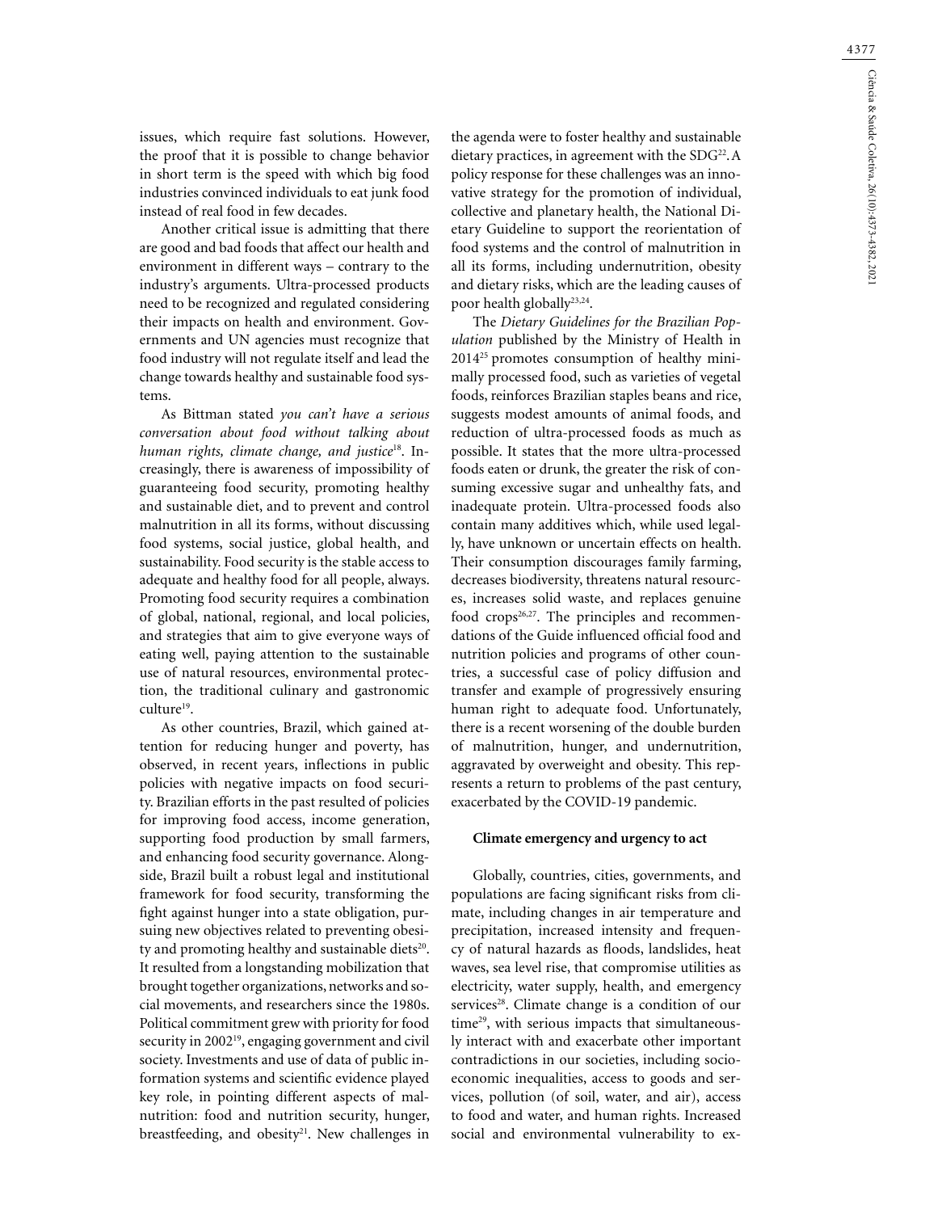issues, which require fast solutions. However, the proof that it is possible to change behavior in short term is the speed with which big food industries convinced individuals to eat junk food instead of real food in few decades.

Another critical issue is admitting that there are good and bad foods that affect our health and environment in different ways – contrary to the industry's arguments. Ultra-processed products need to be recognized and regulated considering their impacts on health and environment. Governments and UN agencies must recognize that food industry will not regulate itself and lead the change towards healthy and sustainable food systems.

As Bittman stated *you can't have a serious conversation about food without talking about human rights, climate change, and justice*[18]. Increasingly, there is awareness of impossibility of guaranteeing food security, promoting healthy and sustainable diet, and to prevent and control malnutrition in all its forms, without discussing food systems, social justice, global health, and sustainability. Food security is the stable access to adequate and healthy food for all people, always. Promoting food security requires a combination of global, national, regional, and local policies, and strategies that aim to give everyone ways of eating well, paying attention to the sustainable use of natural resources, environmental protection, the traditional culinary and gastronomic culture[19].

As other countries, Brazil, which gained attention for reducing hunger and poverty, has observed, in recent years, inflections in public policies with negative impacts on food security. Brazilian efforts in the past resulted of policies for improving food access, income generation, supporting food production by small farmers, and enhancing food security governance. Alongside, Brazil built a robust legal and institutional framework for food security, transforming the fight against hunger into a state obligation, pursuing new objectives related to preventing obesity and promoting healthy and sustainable diets[20]. It resulted from a longstanding mobilization that brought together organizations, networks and social movements, and researchers since the 1980s. Political commitment grew with priority for food security in 2002[19], engaging government and civil society. Investments and use of data of public information systems and scientific evidence played key role, in pointing different aspects of malnutrition: food and nutrition security, hunger, breastfeeding, and obesity[21]. New challenges in the agenda were to foster healthy and sustainable dietary practices, in agreement with the SDG[22]. A policy response for these challenges was an innovative strategy for the promotion of individual, collective and planetary health, the National Dietary Guideline to support the reorientation of food systems and the control of malnutrition in all its forms, including undernutrition, obesity and dietary risks, which are the leading causes of poor health globally[23,24].

The *Dietary Guidelines for the Brazilian Population* published by the Ministry of Health in 2014[25] promotes consumption of healthy minimally processed food, such as varieties of vegetal foods, reinforces Brazilian staples beans and rice, suggests modest amounts of animal foods, and reduction of ultra-processed foods as much as possible. It states that the more ultra-processed foods eaten or drunk, the greater the risk of consuming excessive sugar and unhealthy fats, and inadequate protein. Ultra-processed foods also contain many additives which, while used legally, have unknown or uncertain effects on health. Their consumption discourages family farming, decreases biodiversity, threatens natural resources, increases solid waste, and replaces genuine food crops[26,27]. The principles and recommendations of the Guide influenced official food and nutrition policies and programs of other countries, a successful case of policy diffusion and transfer and example of progressively ensuring human right to adequate food. Unfortunately, there is a recent worsening of the double burden of malnutrition, hunger, and undernutrition, aggravated by overweight and obesity. This represents a return to problems of the past century, exacerbated by the COVID-19 pandemic.

## Climate emergency and urgency to act

Globally, countries, cities, governments, and populations are facing significant risks from climate, including changes in air temperature and precipitation, increased intensity and frequency of natural hazards as floods, landslides, heat waves, sea level rise, that compromise utilities as electricity, water supply, health, and emergency services[28]. Climate change is a condition of our time[29], with serious impacts that simultaneously interact with and exacerbate other important contradictions in our societies, including socioeconomic inequalities, access to goods and services, pollution (of soil, water, and air), access to food and water, and human rights. Increased social and environmental vulnerability to ex-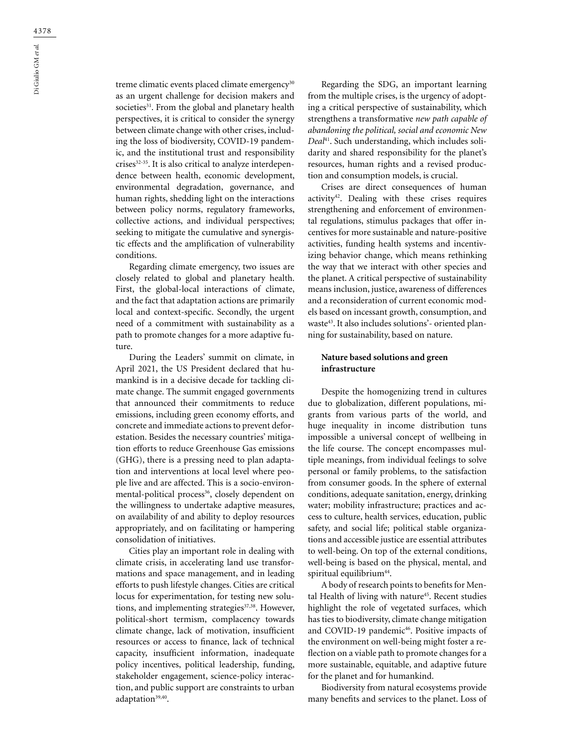treme climatic events placed climate emergency[30] as an urgent challenge for decision makers and societies[31]. From the global and planetary health perspectives, it is critical to consider the synergy between climate change with other crises, including the loss of biodiversity, COVID-19 pandemic, and the institutional trust and responsibility crises[32-35]. It is also critical to analyze interdependence between health, economic development, environmental degradation, governance, and human rights, shedding light on the interactions between policy norms, regulatory frameworks, collective actions, and individual perspectives; seeking to mitigate the cumulative and synergistic effects and the amplification of vulnerability conditions.

Regarding climate emergency, two issues are closely related to global and planetary health. First, the global-local interactions of climate, and the fact that adaptation actions are primarily local and context-specific. Secondly, the urgent need of a commitment with sustainability as a path to promote changes for a more adaptive future.

During the Leaders' summit on climate, in April 2021, the US President declared that humankind is in a decisive decade for tackling climate change. The summit engaged governments that announced their commitments to reduce emissions, including green economy efforts, and concrete and immediate actions to prevent deforestation. Besides the necessary countries' mitigation efforts to reduce Greenhouse Gas emissions (GHG), there is a pressing need to plan adaptation and interventions at local level where people live and are affected. This is a socio-environmental-political process[36], closely dependent on the willingness to undertake adaptive measures, on availability of and ability to deploy resources appropriately, and on facilitating or hampering consolidation of initiatives.

Cities play an important role in dealing with climate crisis, in accelerating land use transformations and space management, and in leading efforts to push lifestyle changes. Cities are critical locus for experimentation, for testing new solutions, and implementing strategies[37,38]. However, political-short termism, complacency towards climate change, lack of motivation, insufficient resources or access to finance, lack of technical capacity, insufficient information, inadequate policy incentives, political leadership, funding, stakeholder engagement, science-policy interaction, and public support are constraints to urban adaptation[39,40].

Regarding the SDG, an important learning from the multiple crises, is the urgency of adopting a critical perspective of sustainability, which strengthens a transformative *new path capable of abandoning the political, social and economic New Deal*[41]. Such understanding, which includes solidarity and shared responsibility for the planet's resources, human rights and a revised production and consumption models, is crucial.

Crises are direct consequences of human activity[42]. Dealing with these crises requires strengthening and enforcement of environmental regulations, stimulus packages that offer incentives for more sustainable and nature-positive activities, funding health systems and incentivizing behavior change, which means rethinking the way that we interact with other species and the planet. A critical perspective of sustainability means inclusion, justice, awareness of differences and a reconsideration of current economic models based on incessant growth, consumption, and waste[43]. It also includes solutions'- oriented planning for sustainability, based on nature.

## Nature based solutions and green infrastructure

Despite the homogenizing trend in cultures due to globalization, different populations, migrants from various parts of the world, and huge inequality in income distribution tuns impossible a universal concept of wellbeing in the life course. The concept encompasses multiple meanings, from individual feelings to solve personal or family problems, to the satisfaction from consumer goods. In the sphere of external conditions, adequate sanitation, energy, drinking water; mobility infrastructure; practices and access to culture, health services, education, public safety, and social life; political stable organizations and accessible justice are essential attributes to well-being. On top of the external conditions, well-being is based on the physical, mental, and spiritual equilibrium[44].

A body of research points to benefits for Mental Health of living with nature[45]. Recent studies highlight the role of vegetated surfaces, which has ties to biodiversity, climate change mitigation and COVID-19 pandemic[46]. Positive impacts of the environment on well-being might foster a reflection on a viable path to promote changes for a more sustainable, equitable, and adaptive future for the planet and for humankind.

Biodiversity from natural ecosystems provide many benefits and services to the planet. Loss of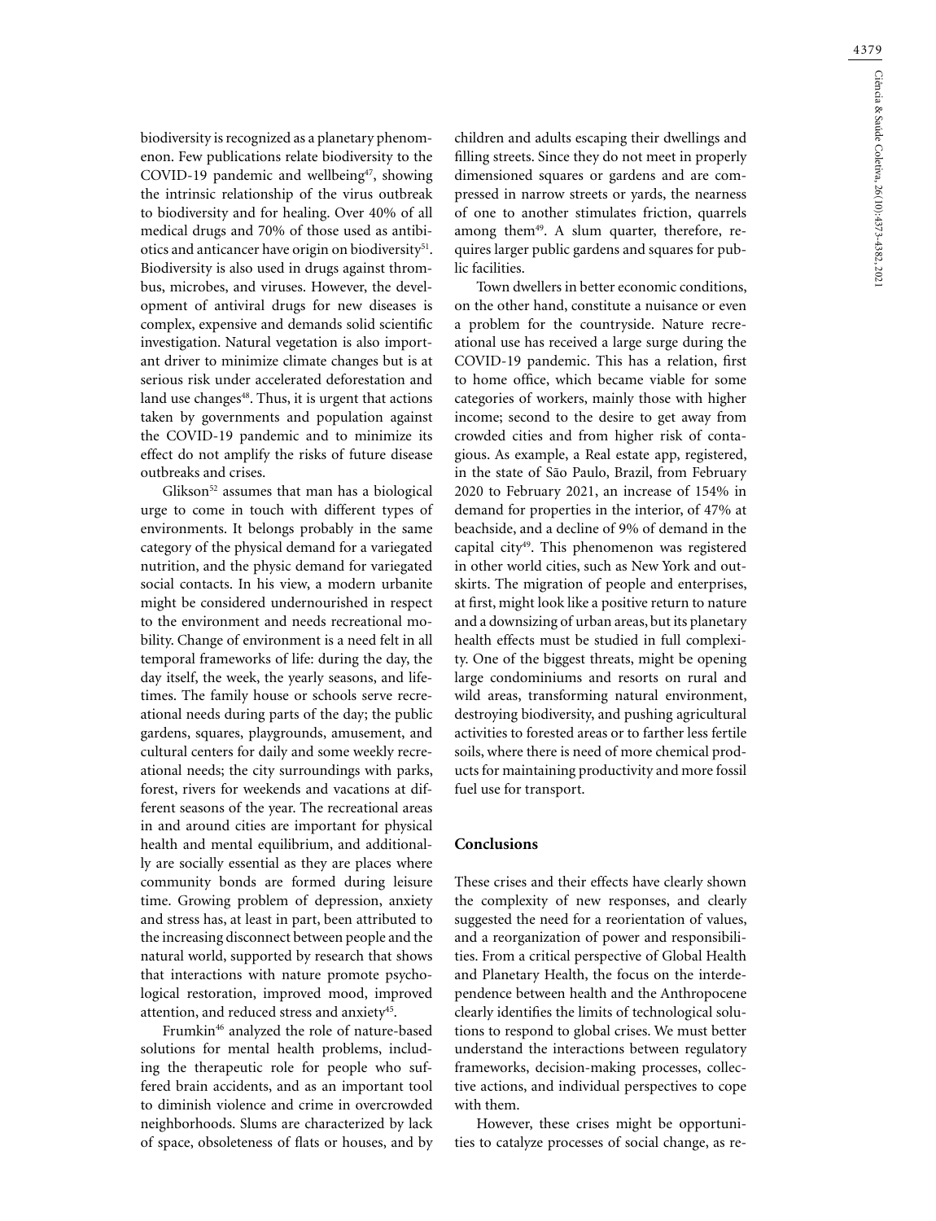biodiversity is recognized as a planetary phenomenon. Few publications relate biodiversity to the COVID-19 pandemic and wellbeing[47], showing the intrinsic relationship of the virus outbreak to biodiversity and for healing. Over 40% of all medical drugs and 70% of those used as antibiotics and anticancer have origin on biodiversity[51]. Biodiversity is also used in drugs against thrombus, microbes, and viruses. However, the development of antiviral drugs for new diseases is complex, expensive and demands solid scientific investigation. Natural vegetation is also important driver to minimize climate changes but is at serious risk under accelerated deforestation and land use changes[48]. Thus, it is urgent that actions taken by governments and population against the COVID-19 pandemic and to minimize its effect do not amplify the risks of future disease outbreaks and crises.

Glikson[52] assumes that man has a biological urge to come in touch with different types of environments. It belongs probably in the same category of the physical demand for a variegated nutrition, and the physic demand for variegated social contacts. In his view, a modern urbanite might be considered undernourished in respect to the environment and needs recreational mobility. Change of environment is a need felt in all temporal frameworks of life: during the day, the day itself, the week, the yearly seasons, and lifetimes. The family house or schools serve recreational needs during parts of the day; the public gardens, squares, playgrounds, amusement, and cultural centers for daily and some weekly recreational needs; the city surroundings with parks, forest, rivers for weekends and vacations at different seasons of the year. The recreational areas in and around cities are important for physical health and mental equilibrium, and additionally are socially essential as they are places where community bonds are formed during leisure time. Growing problem of depression, anxiety and stress has, at least in part, been attributed to the increasing disconnect between people and the natural world, supported by research that shows that interactions with nature promote psychological restoration, improved mood, improved attention, and reduced stress and anxiety[45].

Frumkin[46] analyzed the role of nature-based solutions for mental health problems, including the therapeutic role for people who suffered brain accidents, and as an important tool to diminish violence and crime in overcrowded neighborhoods. Slums are characterized by lack of space, obsoleteness of flats or houses, and by children and adults escaping their dwellings and filling streets. Since they do not meet in properly dimensioned squares or gardens and are compressed in narrow streets or yards, the nearness of one to another stimulates friction, quarrels among them[49]. A slum quarter, therefore, requires larger public gardens and squares for public facilities.

Town dwellers in better economic conditions, on the other hand, constitute a nuisance or even a problem for the countryside. Nature recreational use has received a large surge during the COVID-19 pandemic. This has a relation, first to home office, which became viable for some categories of workers, mainly those with higher income; second to the desire to get away from crowded cities and from higher risk of contagious. As example, a Real estate app, registered, in the state of São Paulo, Brazil, from February 2020 to February 2021, an increase of 154% in demand for properties in the interior, of 47% at beachside, and a decline of 9% of demand in the capital city[49]. This phenomenon was registered in other world cities, such as New York and outskirts. The migration of people and enterprises, at first, might look like a positive return to nature and a downsizing of urban areas, but its planetary health effects must be studied in full complexity. One of the biggest threats, might be opening large condominiums and resorts on rural and wild areas, transforming natural environment, destroying biodiversity, and pushing agricultural activities to forested areas or to farther less fertile soils, where there is need of more chemical products for maintaining productivity and more fossil fuel use for transport.

## Conclusions

These crises and their effects have clearly shown the complexity of new responses, and clearly suggested the need for a reorientation of values, and a reorganization of power and responsibilities. From a critical perspective of Global Health and Planetary Health, the focus on the interdependence between health and the Anthropocene clearly identifies the limits of technological solutions to respond to global crises. We must better understand the interactions between regulatory frameworks, decision-making processes, collective actions, and individual perspectives to cope with them.

However, these crises might be opportunities to catalyze processes of social change, as re-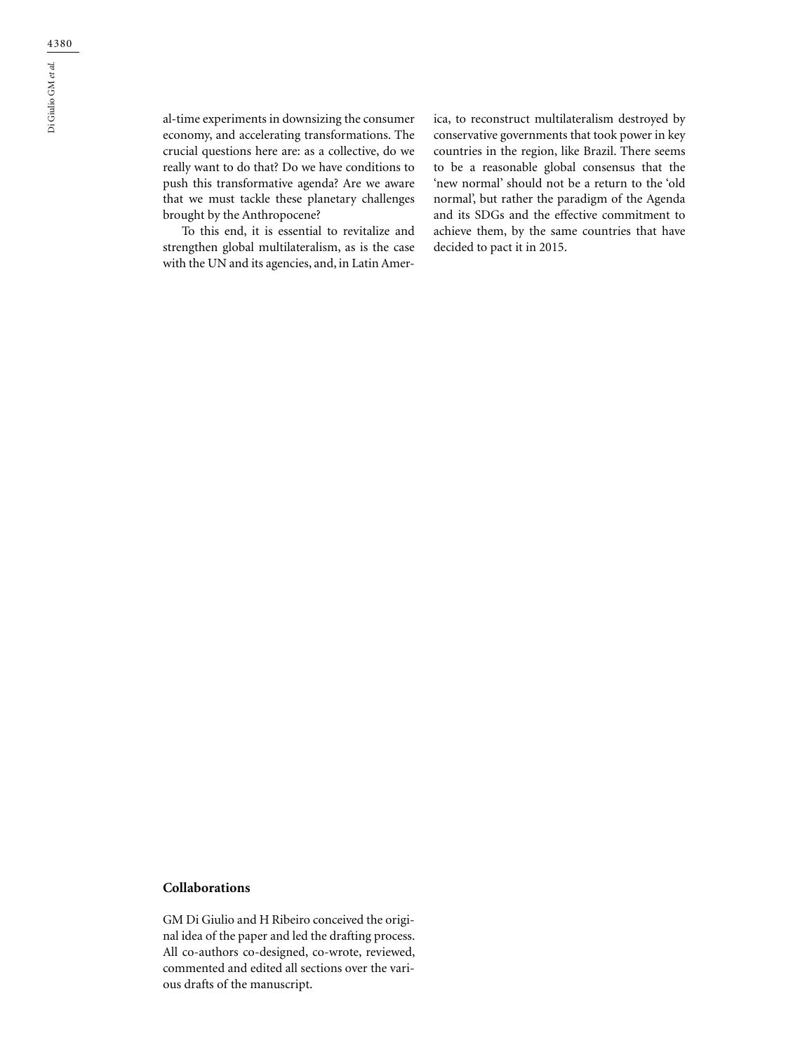al-time experiments in downsizing the consumer economy, and accelerating transformations. The crucial questions here are: as a collective, do we really want to do that? Do we have conditions to push this transformative agenda? Are we aware that we must tackle these planetary challenges brought by the Anthropocene?

To this end, it is essential to revitalize and strengthen global multilateralism, as is the case with the UN and its agencies, and, in Latin America, to reconstruct multilateralism destroyed by conservative governments that took power in key countries in the region, like Brazil. There seems to be a reasonable global consensus that the 'new normal' should not be a return to the 'old normal', but rather the paradigm of the Agenda and its SDGs and the effective commitment to achieve them, by the same countries that have decided to pact it in 2015.

## Collaborations

GM Di Giulio and H Ribeiro conceived the original idea of the paper and led the drafting process. All co-authors co-designed, co-wrote, reviewed, commented and edited all sections over the various drafts of the manuscript.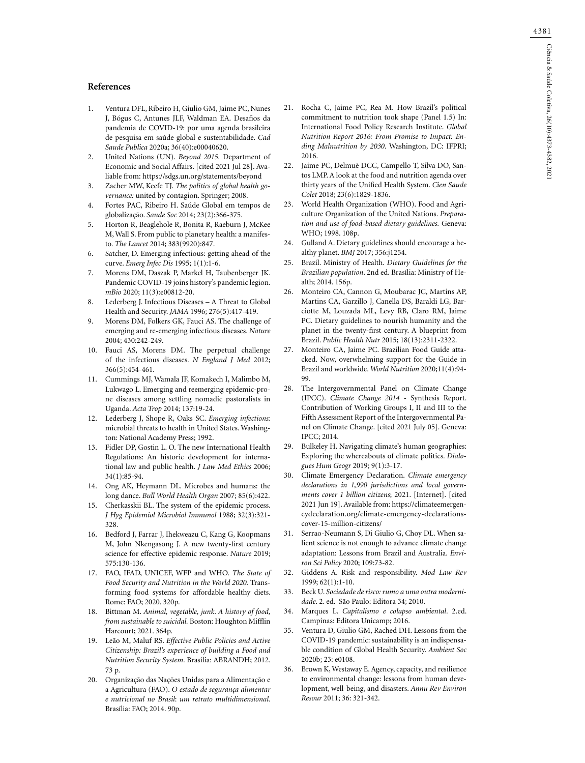## References

1. Ventura DFL, Ribeiro H, Giulio GM, Jaime PC, Nunes J, Bógus C, Antunes JLF, Waldman EA. Desafios da pandemia de COVID-19: por uma agenda brasileira de pesquisa em saúde global e sustentabilidade. *Cad Saude Publica* 2020a; 36(40):e00040620.
2. United Nations (UN). *Beyond 2015.* Department of Economic and Social Affairs. [cited 2021 Jul 28]. Avaliable from: https://sdgs.un.org/statements/beyond
3. Zacher MW, Keefe TJ. *The politics of global health governance:* united by contagion. Springer; 2008.
4. Fortes PAC, Ribeiro H. Saúde Global em tempos de globalização. *Saude Soc* 2014; 23(2):366-375.
5. Horton R, Beaglehole R, Bonita R, Raeburn J, McKee M, Wall S. From public to planetary health: a manifesto. *The Lancet* 2014; 383(9920):847.
6. Satcher, D. Emerging infectious: getting ahead of the curve. *Emerg Infec Dis* 1995; 1(1):1-6.
7. Morens DM, Daszak P, Markel H, Taubenberger JK. Pandemic COVID-19 joins history's pandemic legion. *mBio* 2020; 11(3):e00812-20.
8. Lederberg J. Infectious Diseases – A Threat to Global Health and Security. *JAMA* 1996; 276(5):417-419.
9. Morens DM, Folkers GK, Fauci AS. The challenge of emerging and re-emerging infectious diseases. *Nature* 2004; 430:242-249.
10. Fauci AS, Morens DM. The perpetual challenge of the infectious diseases. *N England J Med* 2012; 366(5):454-461.
11. Cummings MJ, Wamala JF, Komakech I, Malimbo M, Lukwago L. Emerging and reemerging epidemic-prone diseases among settling nomadic pastoralists in Uganda. *Acta Trop* 2014; 137:19-24.
12. Lederberg J, Shope R, Oaks SC. *Emerging infections:* microbial threats to health in United States. Washington: National Academy Press; 1992.
13. Fidler DP, Gostin L. O. The new International Health Regulations: An historic development for international law and public health. *J Law Med Ethics* 2006; 34(1):85-94.
14. Ong AK, Heymann DL. Microbes and humans: the long dance. *Bull World Health Organ* 2007; 85(6):422.
15. Cherkasskii BL. The system of the epidemic process. *J Hyg Epidemiol Microbiol Immunol* 1988; 32(3):321-328.
16. Bedford J, Farrar J, Ihekweazu C, Kang G, Koopmans M, John Nkengasong J. A new twenty-first century science for effective epidemic response. *Nature* 2019; 575:130-136.
17. FAO, IFAD, UNICEF, WFP and WHO. *The State of Food Security and Nutrition in the World 2020.* Transforming food systems for affordable healthy diets. Rome: FAO; 2020. 320p.
18. Bittman M. *Animal, vegetable, junk. A history of food, from sustainable to suicidal.* Boston: Houghton Mifflin Harcourt; 2021. 364p.
19. Leão M, Maluf RS. *Effective Public Policies and Active Citizenship: Brazil's experience of building a Food and Nutrition Security System*. Brasília: ABRANDH; 2012. 73 p.
20. Organização das Nações Unidas para a Alimentação e a Agricultura (FAO). *O estado de segurança alimentar e nutricional no Brasil*: *um retrato multidimensional.* Brasília: FAO; 2014. 90p.
21. Rocha C, Jaime PC, Rea M. How Brazil's political commitment to nutrition took shape (Panel 1.5) In: International Food Policy Research Institute. *Global Nutrition Report 2016: From Promise to Impact: Ending Malnutrition by 2030*. Washington, DC: IFPRI; 2016.
22. Jaime PC, Delmuè DCC, Campello T, Silva DO, Santos LMP. A look at the food and nutrition agenda over thirty years of the Unified Health System. *Cien Saude Colet* 2018; 23(6):1829-1836.
23. World Health Organization (WHO). Food and Agriculture Organization of the United Nations. *Preparation and use of food-based dietary guidelines.* Geneva: WHO; 1998. 108p.
24. Gulland A. Dietary guidelines should encourage a healthy planet. *BMJ* 2017; 356:j1254.
25. Brazil. Ministry of Health. *Dietary Guidelines for the Brazilian population*. 2nd ed. Brasília: Ministry of Health; 2014. 156p.
26. Monteiro CA, Cannon G, Moubarac JC, Martins AP, Martins CA, Garzillo J, Canella DS, Baraldi LG, Barciotte M, Louzada ML, Levy RB, Claro RM, Jaime PC. Dietary guidelines to nourish humanity and the planet in the twenty-first century. A blueprint from Brazil. *Public Health Nutr* 2015; 18(13):2311-2322.
27. Monteiro CA, Jaime PC. Brazilian Food Guide attacked. Now, overwhelming support for the Guide in Brazil and worldwide. *World Nutrition* 2020;11(4):94-99.
28. The Intergovernmental Panel on Climate Change (IPCC). *Climate Change 2014* - Synthesis Report. Contribution of Working Groups I, II and III to the Fifth Assessment Report of the Intergovernmental Panel on Climate Change. [cited 2021 July 05]. Geneva: IPCC; 2014.
29. Bulkeley H. Navigating climate's human geographies: Exploring the whereabouts of climate politics. *Dialogues Hum Geogr* 2019; 9(1):3-17.
30. Climate Emergency Declaration. *Climate emergency declarations in 1,990 jurisdictions and local governments cover 1 billion citizens*; 2021. [Internet]. [cited 2021 Jun 19]. Available from: https://climateemergencydeclaration.org/climate-emergency-declarations-cover-15-million-citizens/
31. Serrao-Neumann S, Di Giulio G, Choy DL. When salient science is not enough to advance climate change adaptation: Lessons from Brazil and Australia. *Environ Sci Policy* 2020; 109:73-82.
32. Giddens A. Risk and responsibility. *Mod Law Rev* 1999; 62(1):1-10.
33. Beck U. *Sociedade de risco: rumo a uma outra modernidade*. 2. ed. São Paulo: Editora 34; 2010.
34. Marques L. *Capitalismo e colapso ambiental*. 2.ed. Campinas: Editora Unicamp; 2016.
35. Ventura D, Giulio GM, Rached DH. Lessons from the COVID-19 pandemic: sustainability is an indispensable condition of Global Health Security. *Ambient Soc* 2020b; 23: e0108.
36. Brown K, Westaway E. Agency, capacity, and resilience to environmental change: lessons from human development, well-being, and disasters. *Annu Rev Environ Resour* 2011; 36: 321-342.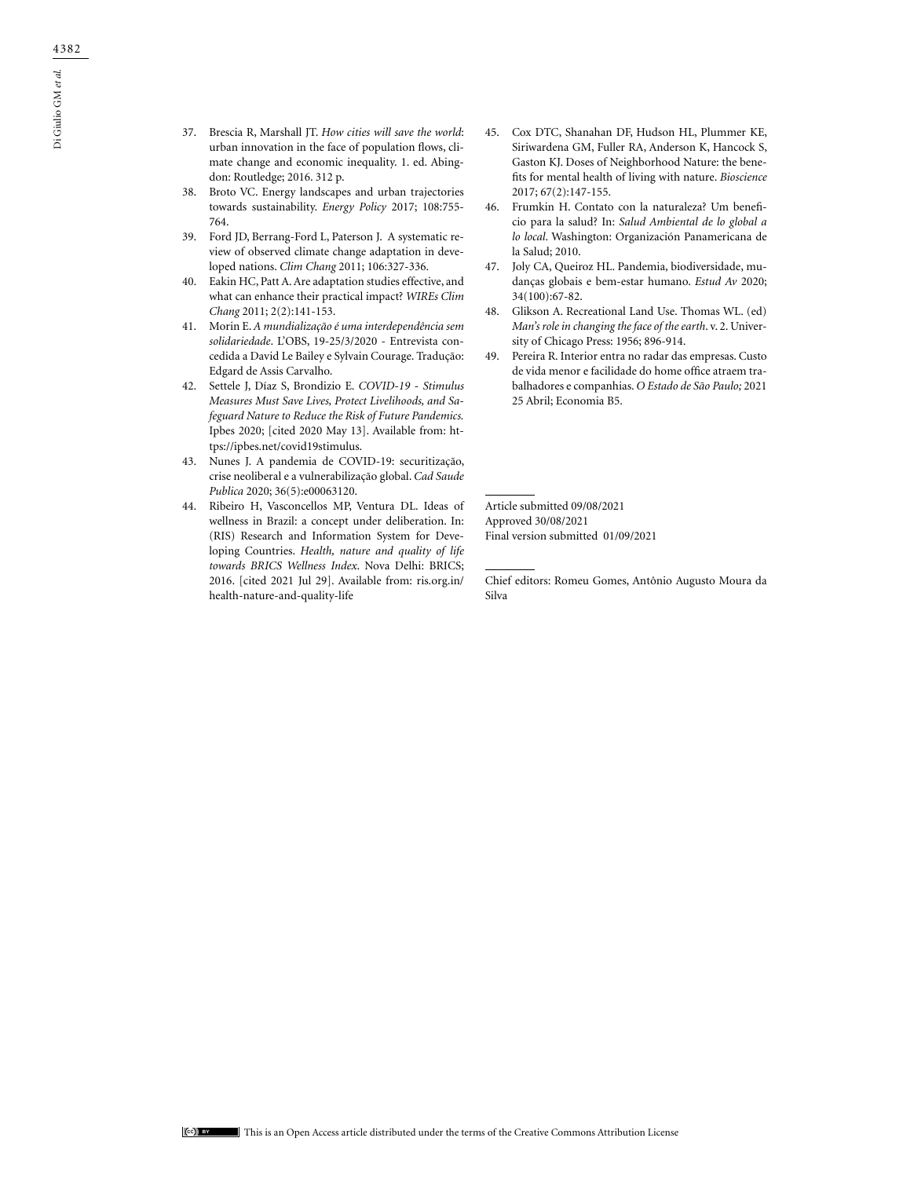37. Brescia R, Marshall JT. *How cities will save the world*: urban innovation in the face of population flows, climate change and economic inequality. 1. ed. Abingdon: Routledge; 2016. 312 p.
38. Broto VC. Energy landscapes and urban trajectories towards sustainability. *Energy Policy* 2017; 108:755-764.
39. Ford JD, Berrang-Ford L, Paterson J. A systematic review of observed climate change adaptation in developed nations. *Clim Chang* 2011; 106:327-336.
40. Eakin HC, Patt A. Are adaptation studies effective, and what can enhance their practical impact? *WIREs Clim Chang* 2011; 2(2):141-153.
41. Morin E. *A mundialização é uma interdependência sem solidariedade*. L'OBS, 19-25/3/2020 - Entrevista concedida a David Le Bailey e Sylvain Courage. Tradução: Edgard de Assis Carvalho.
42. Settele J, Díaz S, Brondizio E. *COVID-19 - Stimulus Measures Must Save Lives, Protect Livelihoods, and Safeguard Nature to Reduce the Risk of Future Pandemics.* Ipbes 2020; [cited 2020 May 13]. Available from: https://ipbes.net/covid19stimulus.
43. Nunes J. A pandemia de COVID-19: securitização, crise neoliberal e a vulnerabilização global. *Cad Saude Publica* 2020; 36(5):e00063120.
44. Ribeiro H, Vasconcellos MP, Ventura DL. Ideas of wellness in Brazil: a concept under deliberation. In: (RIS) Research and Information System for Developing Countries. *Health, nature and quality of life towards BRICS Wellness Index*. Nova Delhi: BRICS; 2016. [cited 2021 Jul 29]. Available from: ris.org.in/health-nature-and-quality-life
45. Cox DTC, Shanahan DF, Hudson HL, Plummer KE, Siriwardena GM, Fuller RA, Anderson K, Hancock S, Gaston KJ. Doses of Neighborhood Nature: the benefits for mental health of living with nature. *Bioscience* 2017; 67(2):147-155.
46. Frumkin H. Contato con la naturaleza? Um beneficio para la salud? In: *Salud Ambiental de lo global a lo local*. Washington: Organización Panamericana de la Salud; 2010.
47. Joly CA, Queiroz HL. Pandemia, biodiversidade, mudanças globais e bem-estar humano. *Estud Av* 2020; 34(100):67-82.
48. Glikson A. Recreational Land Use. Thomas WL. (ed) *Man's role in changing the face of the earth*. v. 2. University of Chicago Press: 1956; 896-914.
49. Pereira R. Interior entra no radar das empresas. Custo de vida menor e facilidade do home office atraem trabalhadores e companhias. *O Estado de São Paulo;* 2021 25 Abril; Economia B5.

Article submitted 09/08/2021
Approved 30/08/2021
Final version submitted 01/09/2021

Chief editors: Romeu Gomes, Antônio Augusto Moura da Silva

This is an Open Access article distributed under the terms of the Creative Commons Attribution License